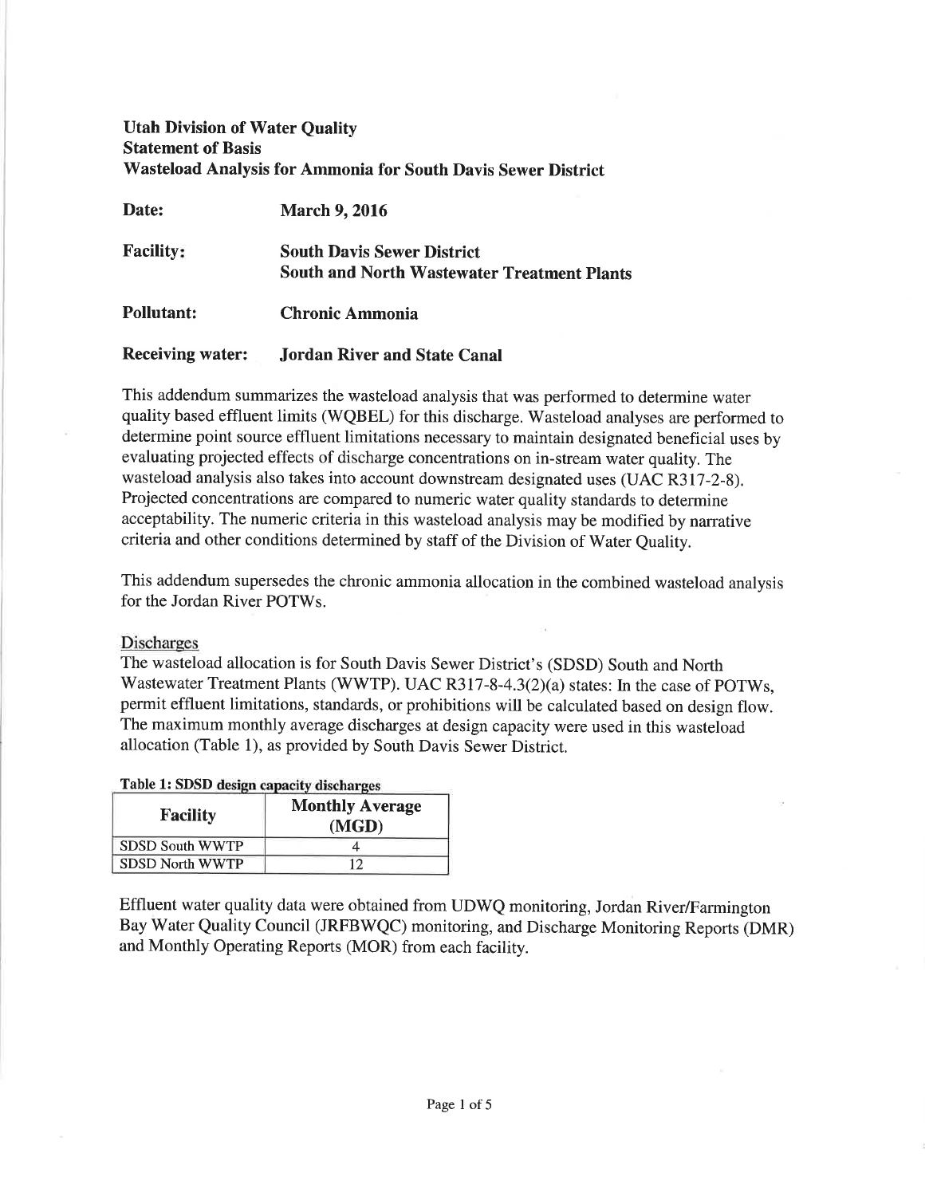**Utah Division of Water Quality**
**Statement of Basis**
**Wasteload Analysis for Ammonia for South Davis Sewer District**

| | |
|---|---|
| **Date:** | **March 9, 2016** |
| **Facility:** | **South Davis Sewer District**<br>**South and North Wastewater Treatment Plants** |
| **Pollutant:** | **Chronic Ammonia** |
| **Receiving water:** | **Jordan River and State Canal** |

This addendum summarizes the wasteload analysis that was performed to determine water quality based effluent limits (WQBEL) for this discharge. Wasteload analyses are performed to determine point source effluent limitations necessary to maintain designated beneficial uses by evaluating projected effects of discharge concentrations on in-stream water quality. The wasteload analysis also takes into account downstream designated uses (UAC R317-2-8). Projected concentrations are compared to numeric water quality standards to determine acceptability. The numeric criteria in this wasteload analysis may be modified by narrative criteria and other conditions determined by staff of the Division of Water Quality.

This addendum supersedes the chronic ammonia allocation in the combined wasteload analysis for the Jordan River POTWs.

## Discharges

The wasteload allocation is for South Davis Sewer District's (SDSD) South and North Wastewater Treatment Plants (WWTP). UAC R317-8-4.3(2)(a) states: In the case of POTWs, permit effluent limitations, standards, or prohibitions will be calculated based on design flow. The maximum monthly average discharges at design capacity were used in this wasteload allocation (Table 1), as provided by South Davis Sewer District.

**Table 1: SDSD design capacity discharges**

| Facility | Monthly Average (MGD) |
|---|---|
| SDSD South WWTP | 4 |
| SDSD North WWTP | 12 |

Effluent water quality data were obtained from UDWQ monitoring, Jordan River/Farmington Bay Water Quality Council (JRFBWQC) monitoring, and Discharge Monitoring Reports (DMR) and Monthly Operating Reports (MOR) from each facility.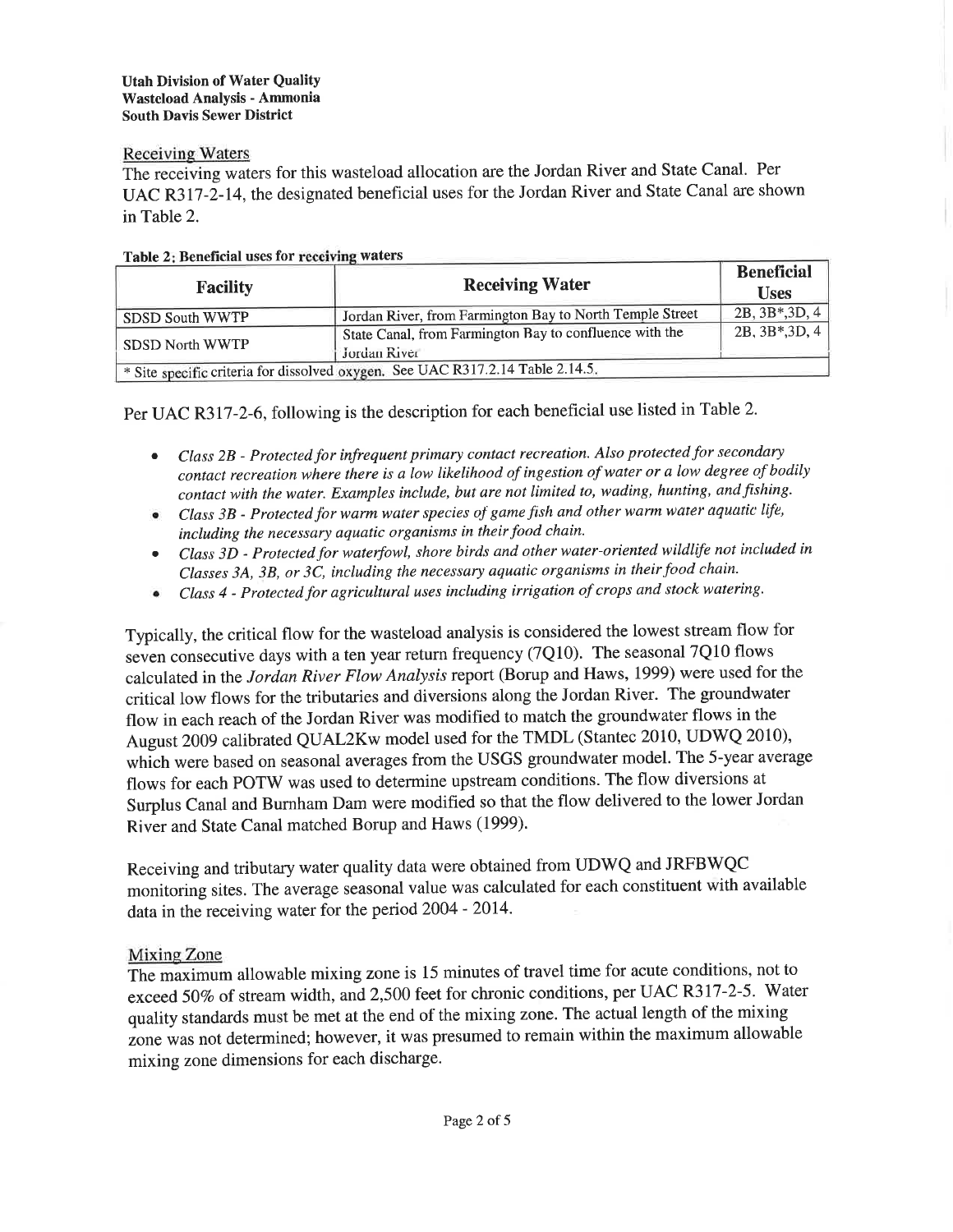**Utah Division of Water Quality**
**Wasteload Analysis - Ammonia**
**South Davis Sewer District**

Receiving Waters

The receiving waters for this wasteload allocation are the Jordan River and State Canal. Per UAC R317-2-14, the designated beneficial uses for the Jordan River and State Canal are shown in Table 2.

**Table 2: Beneficial uses for receiving waters**

| Facility | Receiving Water | Beneficial Uses |
|---|---|---|
| SDSD South WWTP | Jordan River, from Farmington Bay to North Temple Street | 2B, 3B*,3D, 4 |
| SDSD North WWTP | State Canal, from Farmington Bay to confluence with the Jordan River | 2B, 3B*,3D, 4 |
| * Site specific criteria for dissolved oxygen. See UAC R317.2.14 Table 2.14.5. | | |

Per UAC R317-2-6, following is the description for each beneficial use listed in Table 2.

- *Class 2B - Protected for infrequent primary contact recreation. Also protected for secondary contact recreation where there is a low likelihood of ingestion of water or a low degree of bodily contact with the water. Examples include, but are not limited to, wading, hunting, and fishing.*
- *Class 3B - Protected for warm water species of game fish and other warm water aquatic life, including the necessary aquatic organisms in their food chain.*
- *Class 3D - Protected for waterfowl, shore birds and other water-oriented wildlife not included in Classes 3A, 3B, or 3C, including the necessary aquatic organisms in their food chain.*
- *Class 4 - Protected for agricultural uses including irrigation of crops and stock watering.*

Typically, the critical flow for the wasteload analysis is considered the lowest stream flow for seven consecutive days with a ten year return frequency (7Q10). The seasonal 7Q10 flows calculated in the *Jordan River Flow Analysis* report (Borup and Haws, 1999) were used for the critical low flows for the tributaries and diversions along the Jordan River. The groundwater flow in each reach of the Jordan River was modified to match the groundwater flows in the August 2009 calibrated QUAL2Kw model used for the TMDL (Stantec 2010, UDWQ 2010), which were based on seasonal averages from the USGS groundwater model. The 5-year average flows for each POTW was used to determine upstream conditions. The flow diversions at Surplus Canal and Burnham Dam were modified so that the flow delivered to the lower Jordan River and State Canal matched Borup and Haws (1999).

Receiving and tributary water quality data were obtained from UDWQ and JRFBWQC monitoring sites. The average seasonal value was calculated for each constituent with available data in the receiving water for the period 2004 - 2014.

Mixing Zone

The maximum allowable mixing zone is 15 minutes of travel time for acute conditions, not to exceed 50% of stream width, and 2,500 feet for chronic conditions, per UAC R317-2-5. Water quality standards must be met at the end of the mixing zone. The actual length of the mixing zone was not determined; however, it was presumed to remain within the maximum allowable mixing zone dimensions for each discharge.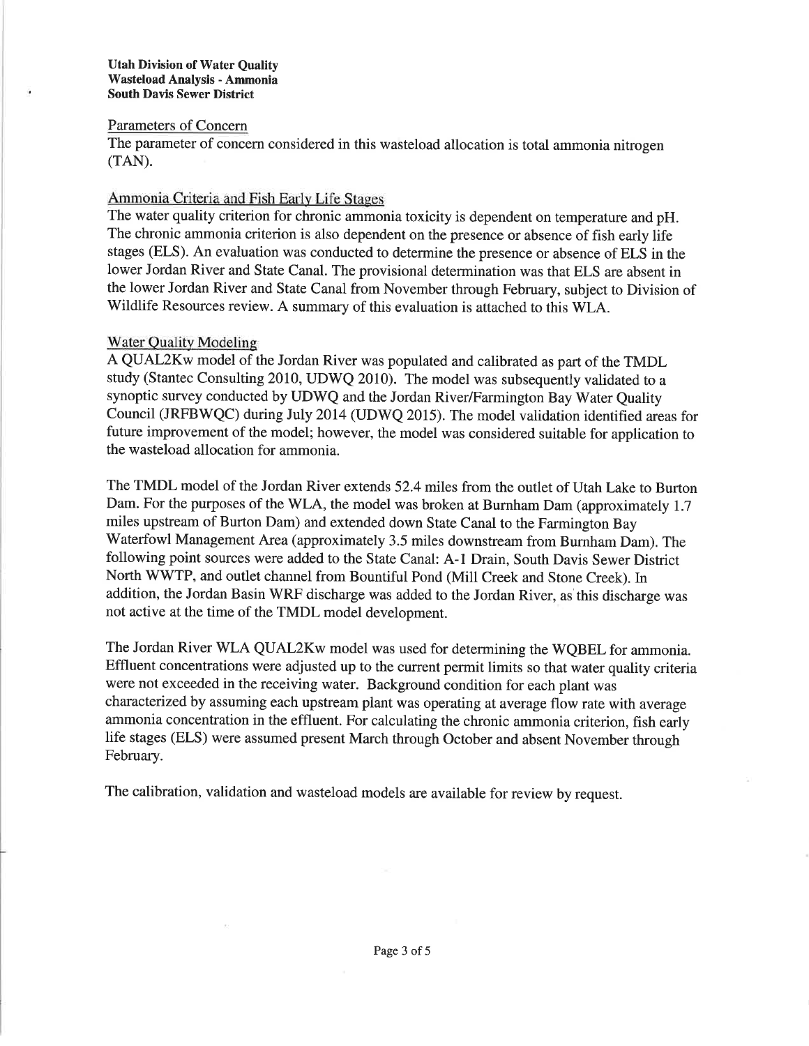**Utah Division of Water Quality**
**Wasteload Analysis - Ammonia**
**South Davis Sewer District**

## Parameters of Concern

The parameter of concern considered in this wasteload allocation is total ammonia nitrogen (TAN).

## Ammonia Criteria and Fish Early Life Stages

The water quality criterion for chronic ammonia toxicity is dependent on temperature and pH. The chronic ammonia criterion is also dependent on the presence or absence of fish early life stages (ELS). An evaluation was conducted to determine the presence or absence of ELS in the lower Jordan River and State Canal. The provisional determination was that ELS are absent in the lower Jordan River and State Canal from November through February, subject to Division of Wildlife Resources review. A summary of this evaluation is attached to this WLA.

## Water Quality Modeling

A QUAL2Kw model of the Jordan River was populated and calibrated as part of the TMDL study (Stantec Consulting 2010, UDWQ 2010). The model was subsequently validated to a synoptic survey conducted by UDWQ and the Jordan River/Farmington Bay Water Quality Council (JRFBWQC) during July 2014 (UDWQ 2015). The model validation identified areas for future improvement of the model; however, the model was considered suitable for application to the wasteload allocation for ammonia.

The TMDL model of the Jordan River extends 52.4 miles from the outlet of Utah Lake to Burton Dam. For the purposes of the WLA, the model was broken at Burnham Dam (approximately 1.7 miles upstream of Burton Dam) and extended down State Canal to the Farmington Bay Waterfowl Management Area (approximately 3.5 miles downstream from Burnham Dam). The following point sources were added to the State Canal: A-1 Drain, South Davis Sewer District North WWTP, and outlet channel from Bountiful Pond (Mill Creek and Stone Creek). In addition, the Jordan Basin WRF discharge was added to the Jordan River, as this discharge was not active at the time of the TMDL model development.

The Jordan River WLA QUAL2Kw model was used for determining the WQBEL for ammonia. Effluent concentrations were adjusted up to the current permit limits so that water quality criteria were not exceeded in the receiving water. Background condition for each plant was characterized by assuming each upstream plant was operating at average flow rate with average ammonia concentration in the effluent. For calculating the chronic ammonia criterion, fish early life stages (ELS) were assumed present March through October and absent November through February.

The calibration, validation and wasteload models are available for review by request.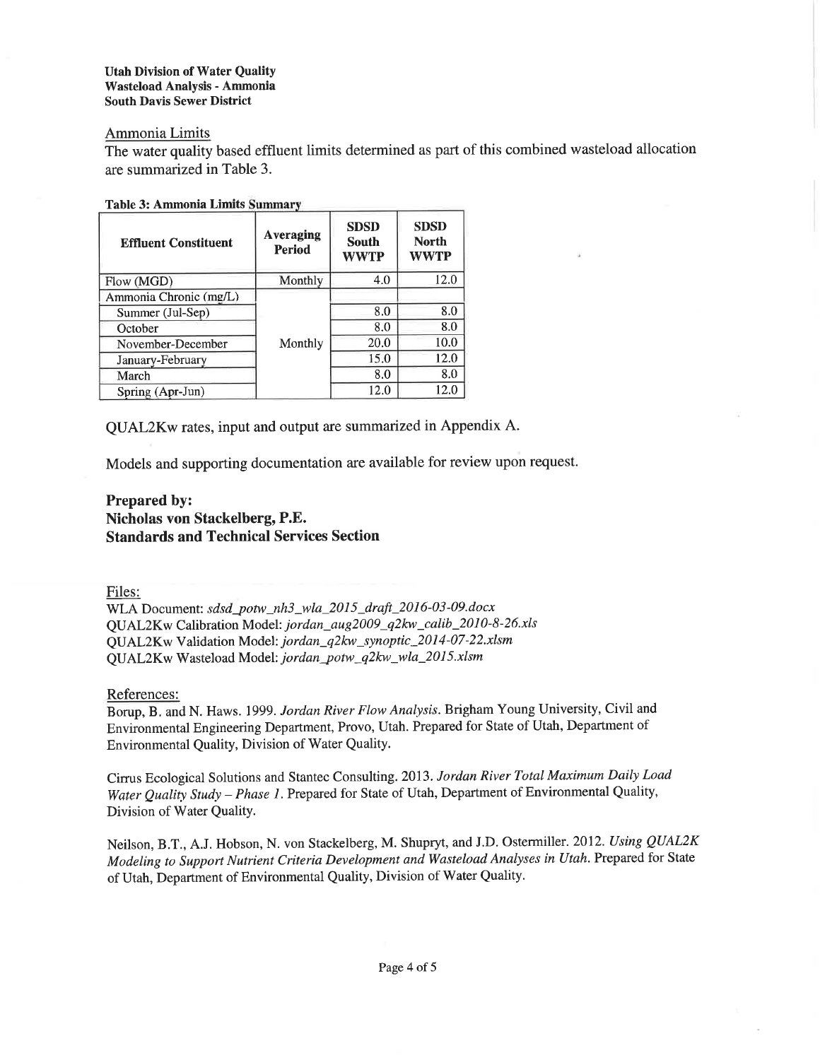**Utah Division of Water Quality**
**Wasteload Analysis - Ammonia**
**South Davis Sewer District**

## Ammonia Limits

The water quality based effluent limits determined as part of this combined wasteload allocation are summarized in Table 3.

**Table 3: Ammonia Limits Summary**

| Effluent Constituent | Averaging Period | SDSD South WWTP | SDSD North WWTP |
|---|---|---|---|
| Flow (MGD) | Monthly | 4.0 | 12.0 |
| Ammonia Chronic (mg/L) | | | |
| Summer (Jul-Sep) | Monthly | 8.0 | 8.0 |
| October | | 8.0 | 8.0 |
| November-December | | 20.0 | 10.0 |
| January-February | | 15.0 | 12.0 |
| March | | 8.0 | 8.0 |
| Spring (Apr-Jun) | | 12.0 | 12.0 |

QUAL2Kw rates, input and output are summarized in Appendix A.

Models and supporting documentation are available for review upon request.

**Prepared by:**
**Nicholas von Stackelberg, P.E.**
**Standards and Technical Services Section**

## Files:

WLA Document: *sdsd_potw_nh3_wla_2015_draft_2016-03-09.docx*
QUAL2Kw Calibration Model: *jordan_aug2009_q2kw_calib_2010-8-26.xls*
QUAL2Kw Validation Model: *jordan_q2kw_synoptic_2014-07-22.xlsm*
QUAL2Kw Wasteload Model: *jordan_potw_q2kw_wla_2015.xlsm*

## References:

Borup, B. and N. Haws. 1999. *Jordan River Flow Analysis*. Brigham Young University, Civil and Environmental Engineering Department, Provo, Utah. Prepared for State of Utah, Department of Environmental Quality, Division of Water Quality.

Cirrus Ecological Solutions and Stantec Consulting. 2013. *Jordan River Total Maximum Daily Load Water Quality Study – Phase 1*. Prepared for State of Utah, Department of Environmental Quality, Division of Water Quality.

Neilson, B.T., A.J. Hobson, N. von Stackelberg, M. Shupryt, and J.D. Ostermiller. 2012. *Using QUAL2K Modeling to Support Nutrient Criteria Development and Wasteload Analyses in Utah*. Prepared for State of Utah, Department of Environmental Quality, Division of Water Quality.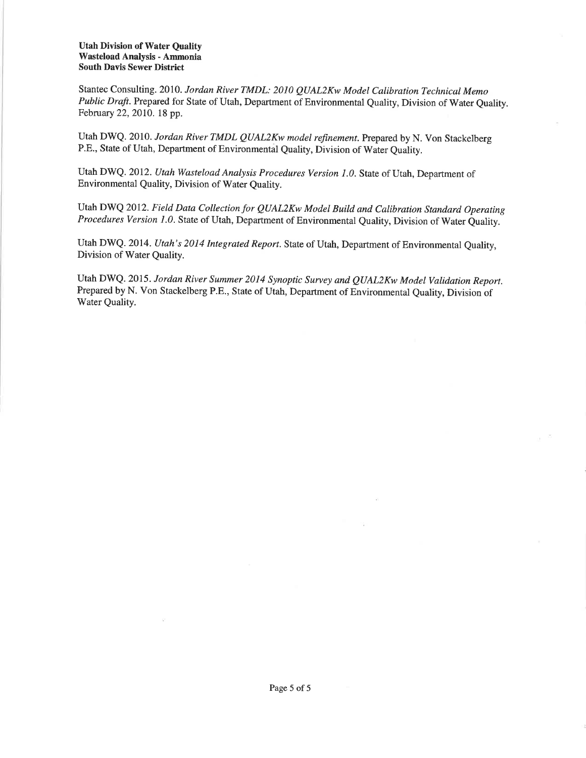Stantec Consulting. 2010. *Jordan River TMDL: 2010 QUAL2Kw Model Calibration Technical Memo Public Draft*. Prepared for State of Utah, Department of Environmental Quality, Division of Water Quality. February 22, 2010. 18 pp.

Utah DWQ. 2010. *Jordan River TMDL QUAL2Kw model refinement*. Prepared by N. Von Stackelberg P.E., State of Utah, Department of Environmental Quality, Division of Water Quality.

Utah DWQ. 2012. *Utah Wasteload Analysis Procedures Version 1.0*. State of Utah, Department of Environmental Quality, Division of Water Quality.

Utah DWQ 2012. *Field Data Collection for QUAL2Kw Model Build and Calibration Standard Operating Procedures Version 1.0*. State of Utah, Department of Environmental Quality, Division of Water Quality.

Utah DWQ. 2014. *Utah's 2014 Integrated Report*. State of Utah, Department of Environmental Quality, Division of Water Quality.

Utah DWQ. 2015. *Jordan River Summer 2014 Synoptic Survey and QUAL2Kw Model Validation Report*. Prepared by N. Von Stackelberg P.E., State of Utah, Department of Environmental Quality, Division of Water Quality.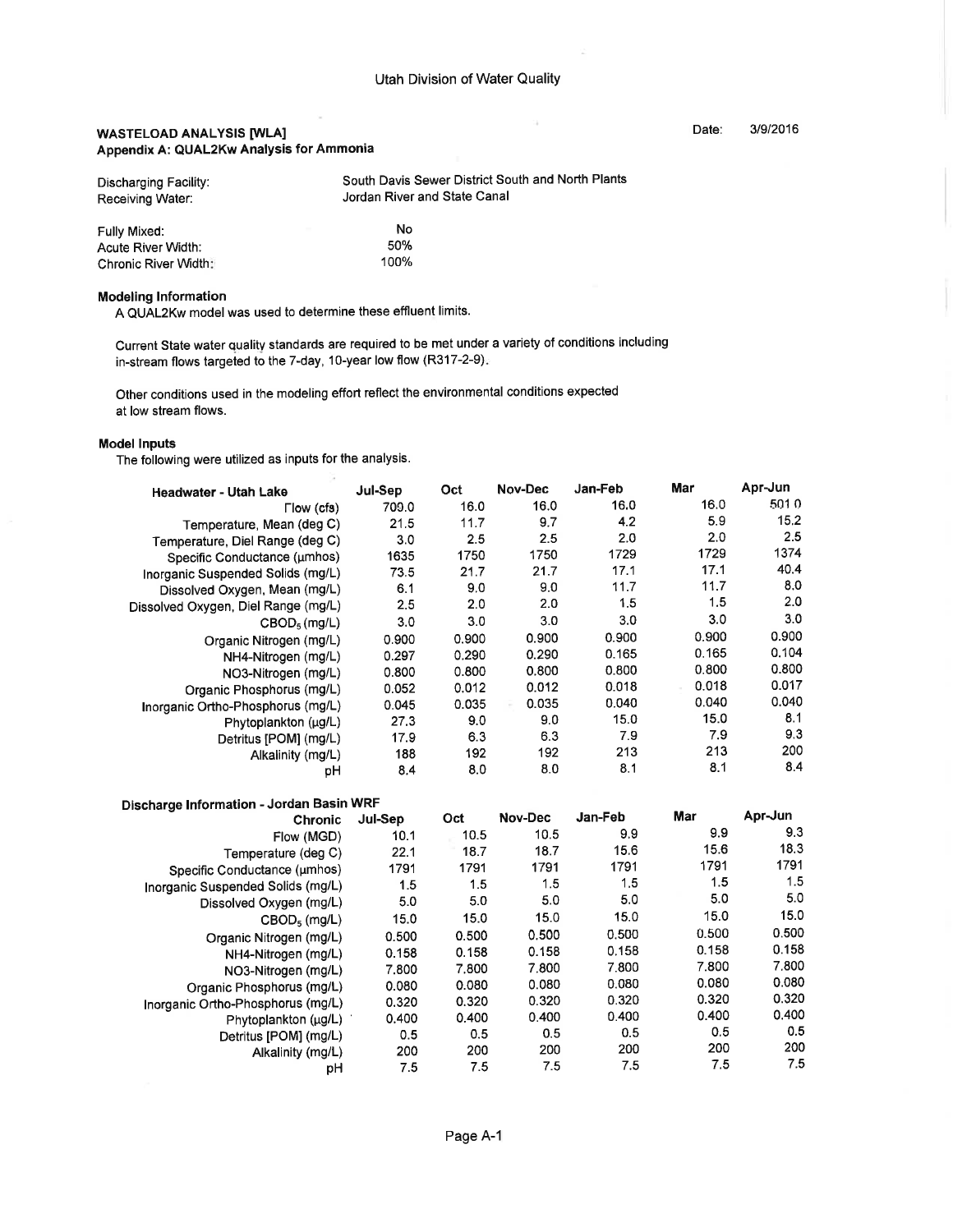Utah Division of Water Quality

**WASTELOAD ANALYSIS [WLA]**
**Appendix A: QUAL2Kw Analysis for Ammonia**

Date: 3/9/2016

| | |
|---|---|
| Discharging Facility: | South Davis Sewer District South and North Plants |
| Receiving Water: | Jordan River and State Canal |
| Fully Mixed: | No |
| Acute River Width: | 50% |
| Chronic River Width: | 100% |

**Modeling Information**

A QUAL2Kw model was used to determine these effluent limits.

Current State water quality standards are required to be met under a variety of conditions including in-stream flows targeted to the 7-day, 10-year low flow (R317-2-9).

Other conditions used in the modeling effort reflect the environmental conditions expected at low stream flows.

**Model Inputs**

The following were utilized as inputs for the analysis.

| Headwater - Utah Lake | Jul-Sep | Oct | Nov-Dec | Jan-Feb | Mar | Apr-Jun |
|---|---|---|---|---|---|---|
| Flow (cfs) | 709.0 | 16.0 | 16.0 | 16.0 | 16.0 | 501.0 |
| Temperature, Mean (deg C) | 21.5 | 11.7 | 9.7 | 4.2 | 5.9 | 15.2 |
| Temperature, Diel Range (deg C) | 3.0 | 2.5 | 2.5 | 2.0 | 2.0 | 2.5 |
| Specific Conductance (µmhos) | 1635 | 1750 | 1750 | 1729 | 1729 | 1374 |
| Inorganic Suspended Solids (mg/L) | 73.5 | 21.7 | 21.7 | 17.1 | 17.1 | 40.4 |
| Dissolved Oxygen, Mean (mg/L) | 6.1 | 9.0 | 9.0 | 11.7 | 11.7 | 8.0 |
| Dissolved Oxygen, Diel Range (mg/L) | 2.5 | 2.0 | 2.0 | 1.5 | 1.5 | 2.0 |
| $CBOD_5$ (mg/L) | 3.0 | 3.0 | 3.0 | 3.0 | 3.0 | 3.0 |
| Organic Nitrogen (mg/L) | 0.900 | 0.900 | 0.900 | 0.900 | 0.900 | 0.900 |
| NH4-Nitrogen (mg/L) | 0.297 | 0.290 | 0.290 | 0.165 | 0.165 | 0.104 |
| NO3-Nitrogen (mg/L) | 0.800 | 0.800 | 0.800 | 0.800 | 0.800 | 0.800 |
| Organic Phosphorus (mg/L) | 0.052 | 0.012 | 0.012 | 0.018 | 0.018 | 0.017 |
| Inorganic Ortho-Phosphorus (mg/L) | 0.045 | 0.035 | 0.035 | 0.040 | 0.040 | 0.040 |
| Phytoplankton (µg/L) | 27.3 | 9.0 | 9.0 | 15.0 | 15.0 | 8.1 |
| Detritus [POM] (mg/L) | 17.9 | 6.3 | 6.3 | 7.9 | 7.9 | 9.3 |
| Alkalinity (mg/L) | 188 | 192 | 192 | 213 | 213 | 200 |
| pH | 8.4 | 8.0 | 8.0 | 8.1 | 8.1 | 8.4 |

**Discharge Information - Jordan Basin WRF**

| Chronic | Jul-Sep | Oct | Nov-Dec | Jan-Feb | Mar | Apr-Jun |
|---|---|---|---|---|---|---|
| Flow (MGD) | 10.1 | 10.5 | 10.5 | 9.9 | 9.9 | 9.3 |
| Temperature (deg C) | 22.1 | 18.7 | 18.7 | 15.6 | 15.6 | 18.3 |
| Specific Conductance (µmhos) | 1791 | 1791 | 1791 | 1791 | 1791 | 1791 |
| Inorganic Suspended Solids (mg/L) | 1.5 | 1.5 | 1.5 | 1.5 | 1.5 | 1.5 |
| Dissolved Oxygen (mg/L) | 5.0 | 5.0 | 5.0 | 5.0 | 5.0 | 5.0 |
| $CBOD_5$ (mg/L) | 15.0 | 15.0 | 15.0 | 15.0 | 15.0 | 15.0 |
| Organic Nitrogen (mg/L) | 0.500 | 0.500 | 0.500 | 0.500 | 0.500 | 0.500 |
| NH4-Nitrogen (mg/L) | 0.158 | 0.158 | 0.158 | 0.158 | 0.158 | 0.158 |
| NO3-Nitrogen (mg/L) | 7.800 | 7.800 | 7.800 | 7.800 | 7.800 | 7.800 |
| Organic Phosphorus (mg/L) | 0.080 | 0.080 | 0.080 | 0.080 | 0.080 | 0.080 |
| Inorganic Ortho-Phosphorus (mg/L) | 0.320 | 0.320 | 0.320 | 0.320 | 0.320 | 0.320 |
| Phytoplankton (µg/L) | 0.400 | 0.400 | 0.400 | 0.400 | 0.400 | 0.400 |
| Detritus [POM] (mg/L) | 0.5 | 0.5 | 0.5 | 0.5 | 0.5 | 0.5 |
| Alkalinity (mg/L) | 200 | 200 | 200 | 200 | 200 | 200 |
| pH | 7.5 | 7.5 | 7.5 | 7.5 | 7.5 | 7.5 |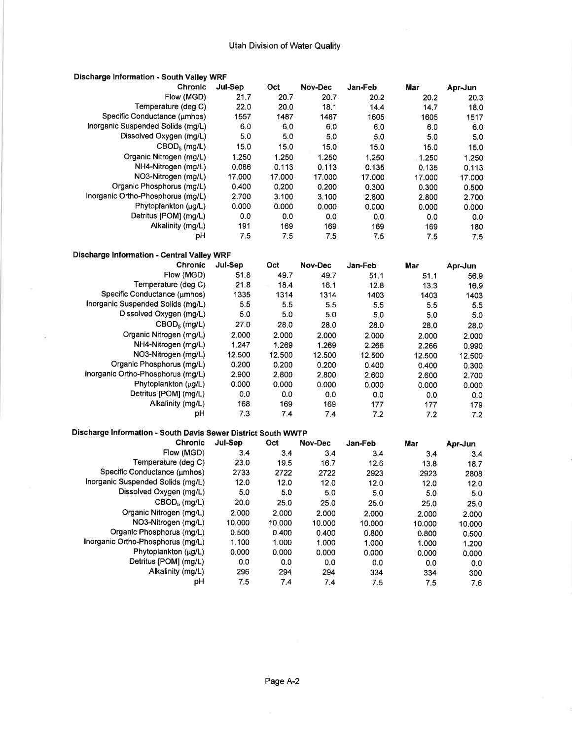### Discharge Information - South Valley WRF

| Chronic | Jul-Sep | Oct | Nov-Dec | Jan-Feb | Mar | Apr-Jun |
|---|---|---|---|---|---|---|
| Flow (MGD) | 21.7 | 20.7 | 20.7 | 20.2 | 20.2 | 20.3 |
| Temperature (deg C) | 22.0 | 20.0 | 18.1 | 14.4 | 14.7 | 18.0 |
| Specific Conductance (µmhos) | 1557 | 1487 | 1487 | 1605 | 1605 | 1517 |
| Inorganic Suspended Solids (mg/L) | 6.0 | 6.0 | 6.0 | 6.0 | 6.0 | 6.0 |
| Dissolved Oxygen (mg/L) | 5.0 | 5.0 | 5.0 | 5.0 | 5.0 | 5.0 |
| $CBOD_5$ (mg/L) | 15.0 | 15.0 | 15.0 | 15.0 | 15.0 | 15.0 |
| Organic Nitrogen (mg/L) | 1.250 | 1.250 | 1.250 | 1.250 | 1.250 | 1.250 |
| NH4-Nitrogen (mg/L) | 0.086 | 0.113 | 0.113 | 0.135 | 0.135 | 0.113 |
| NO3-Nitrogen (mg/L) | 17.000 | 17.000 | 17.000 | 17.000 | 17.000 | 17.000 |
| Organic Phosphorus (mg/L) | 0.400 | 0.200 | 0.200 | 0.300 | 0.300 | 0.500 |
| Inorganic Ortho-Phosphorus (mg/L) | 2.700 | 3.100 | 3.100 | 2.800 | 2.800 | 2.700 |
| Phytoplankton (µg/L) | 0.000 | 0.000 | 0.000 | 0.000 | 0.000 | 0.000 |
| Detritus [POM] (mg/L) | 0.0 | 0.0 | 0.0 | 0.0 | 0.0 | 0.0 |
| Alkalinity (mg/L) | 191 | 169 | 169 | 169 | 169 | 180 |
| pH | 7.5 | 7.5 | 7.5 | 7.5 | 7.5 | 7.5 |

### Discharge Information - Central Valley WRF

| Chronic | Jul-Sep | Oct | Nov-Dec | Jan-Feb | Mar | Apr-Jun |
|---|---|---|---|---|---|---|
| Flow (MGD) | 51.8 | 49.7 | 49.7 | 51.1 | 51.1 | 56.9 |
| Temperature (deg C) | 21.8 | 18.4 | 16.1 | 12.8 | 13.3 | 16.9 |
| Specific Conductance (µmhos) | 1335 | 1314 | 1314 | 1403 | 1403 | 1403 |
| Inorganic Suspended Solids (mg/L) | 5.5 | 5.5 | 5.5 | 5.5 | 5.5 | 5.5 |
| Dissolved Oxygen (mg/L) | 5.0 | 5.0 | 5.0 | 5.0 | 5.0 | 5.0 |
| $CBOD_5$ (mg/L) | 27.0 | 28.0 | 28.0 | 28.0 | 28.0 | 28.0 |
| Organic Nitrogen (mg/L) | 2.000 | 2.000 | 2.000 | 2.000 | 2.000 | 2.000 |
| NH4-Nitrogen (mg/L) | 1.247 | 1.269 | 1.269 | 2.266 | 2.266 | 0.990 |
| NO3-Nitrogen (mg/L) | 12.500 | 12.500 | 12.500 | 12.500 | 12.500 | 12.500 |
| Organic Phosphorus (mg/L) | 0.200 | 0.200 | 0.200 | 0.400 | 0.400 | 0.300 |
| Inorganic Ortho-Phosphorus (mg/L) | 2.900 | 2.800 | 2.800 | 2.600 | 2.600 | 2.700 |
| Phytoplankton (µg/L) | 0.000 | 0.000 | 0.000 | 0.000 | 0.000 | 0.000 |
| Detritus [POM] (mg/L) | 0.0 | 0.0 | 0.0 | 0.0 | 0.0 | 0.0 |
| Alkalinity (mg/L) | 168 | 169 | 169 | 177 | 177 | 179 |
| pH | 7.3 | 7.4 | 7.4 | 7.2 | 7.2 | 7.2 |

### Discharge Information - South Davis Sewer District South WWTP

| Chronic | Jul-Sep | Oct | Nov-Dec | Jan-Feb | Mar | Apr-Jun |
|---|---|---|---|---|---|---|
| Flow (MGD) | 3.4 | 3.4 | 3.4 | 3.4 | 3.4 | 3.4 |
| Temperature (deg C) | 23.0 | 19.5 | 16.7 | 12.6 | 13.8 | 18.7 |
| Specific Conductance (µmhos) | 2733 | 2722 | 2722 | 2923 | 2923 | 2808 |
| Inorganic Suspended Solids (mg/L) | 12.0 | 12.0 | 12.0 | 12.0 | 12.0 | 12.0 |
| Dissolved Oxygen (mg/L) | 5.0 | 5.0 | 5.0 | 5.0 | 5.0 | 5.0 |
| $CBOD_5$ (mg/L) | 20.0 | 25.0 | 25.0 | 25.0 | 25.0 | 25.0 |
| Organic Nitrogen (mg/L) | 2.000 | 2.000 | 2.000 | 2.000 | 2.000 | 2.000 |
| NO3-Nitrogen (mg/L) | 10.000 | 10.000 | 10.000 | 10.000 | 10.000 | 10.000 |
| Organic Phosphorus (mg/L) | 0.500 | 0.400 | 0.400 | 0.800 | 0.800 | 0.500 |
| Inorganic Ortho-Phosphorus (mg/L) | 1.100 | 1.000 | 1.000 | 1.000 | 1.000 | 1.200 |
| Phytoplankton (µg/L) | 0.000 | 0.000 | 0.000 | 0.000 | 0.000 | 0.000 |
| Detritus [POM] (mg/L) | 0.0 | 0.0 | 0.0 | 0.0 | 0.0 | 0.0 |
| Alkalinity (mg/L) | 296 | 294 | 294 | 334 | 334 | 300 |
| pH | 7.5 | 7.4 | 7.4 | 7.5 | 7.5 | 7.6 |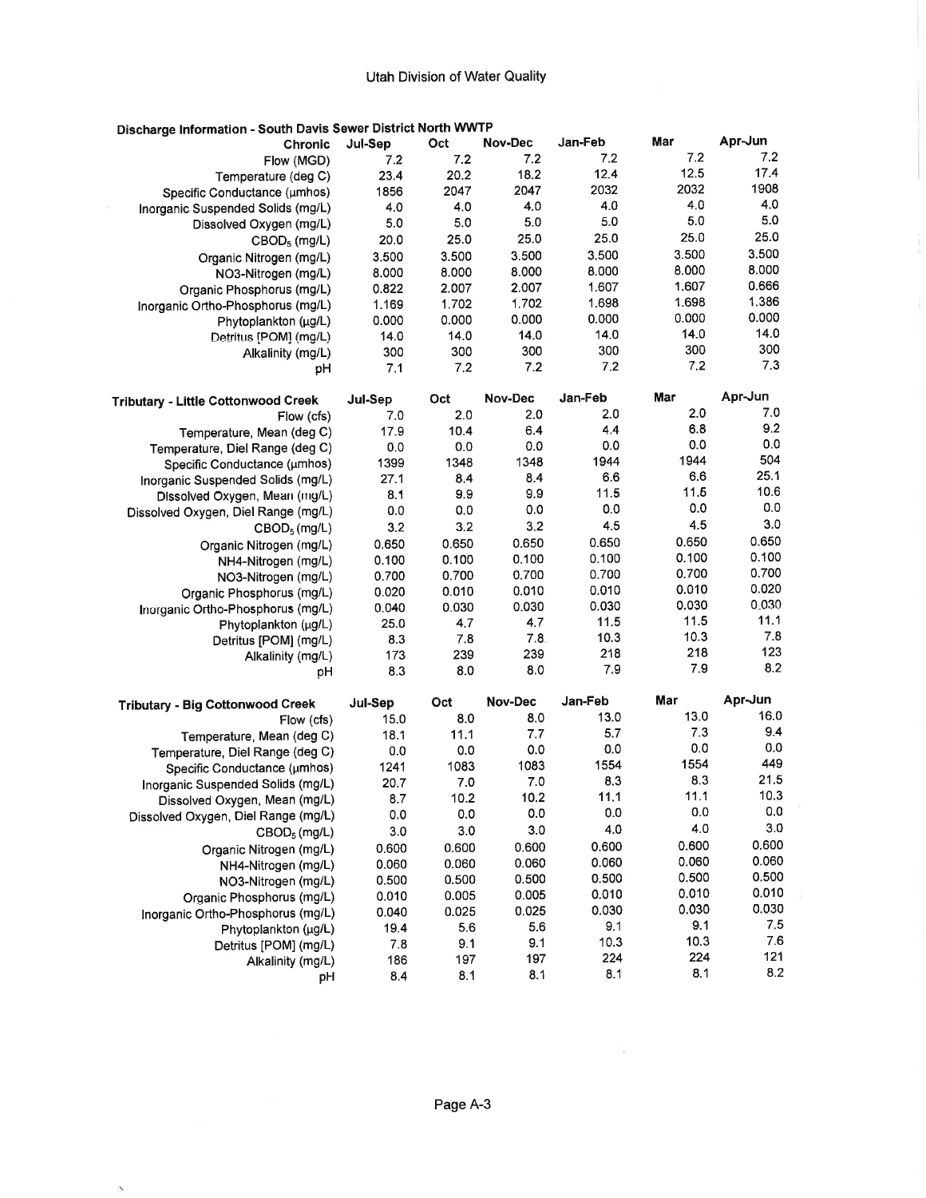Discharge Information - South Davis Sewer District North WWTP

| Chronic | Jul-Sep | Oct | Nov-Dec | Jan-Feb | Mar | Apr-Jun |
|---|---|---|---|---|---|---|
| Flow (MGD) | 7.2 | 7.2 | 7.2 | 7.2 | 7.2 | 7.2 |
| Temperature (deg C) | 23.4 | 20.2 | 18.2 | 12.4 | 12.5 | 17.4 |
| Specific Conductance (μmhos) | 1856 | 2047 | 2047 | 2032 | 2032 | 1908 |
| Inorganic Suspended Solids (mg/L) | 4.0 | 4.0 | 4.0 | 4.0 | 4.0 | 4.0 |
| Dissolved Oxygen (mg/L) | 5.0 | 5.0 | 5.0 | 5.0 | 5.0 | 5.0 |
| $CBOD_5$ (mg/L) | 20.0 | 25.0 | 25.0 | 25.0 | 25.0 | 25.0 |
| Organic Nitrogen (mg/L) | 3.500 | 3.500 | 3.500 | 3.500 | 3.500 | 3.500 |
| NO3-Nitrogen (mg/L) | 8.000 | 8.000 | 8.000 | 8.000 | 8.000 | 8.000 |
| Organic Phosphorus (mg/L) | 0.822 | 2.007 | 2.007 | 1.607 | 1.607 | 0.666 |
| Inorganic Ortho-Phosphorus (mg/L) | 1.169 | 1.702 | 1.702 | 1.698 | 1.698 | 1.386 |
| Phytoplankton (μg/L) | 0.000 | 0.000 | 0.000 | 0.000 | 0.000 | 0.000 |
| Detritus [POM] (mg/L) | 14.0 | 14.0 | 14.0 | 14.0 | 14.0 | 14.0 |
| Alkalinity (mg/L) | 300 | 300 | 300 | 300 | 300 | 300 |
| pH | 7.1 | 7.2 | 7.2 | 7.2 | 7.2 | 7.3 |

| Tributary - Little Cottonwood Creek | Jul-Sep | Oct | Nov-Dec | Jan-Feb | Mar | Apr-Jun |
|---|---|---|---|---|---|---|
| Flow (cfs) | 7.0 | 2.0 | 2.0 | 2.0 | 2.0 | 7.0 |
| Temperature, Mean (deg C) | 17.9 | 10.4 | 6.4 | 4.4 | 6.8 | 9.2 |
| Temperature, Diel Range (deg C) | 0.0 | 0.0 | 0.0 | 0.0 | 0.0 | 0.0 |
| Specific Conductance (μmhos) | 1399 | 1348 | 1348 | 1944 | 1944 | 504 |
| Inorganic Suspended Solids (mg/L) | 27.1 | 8.4 | 8.4 | 6.6 | 6.6 | 25.1 |
| Dissolved Oxygen, Mean (mg/L) | 8.1 | 9.9 | 9.9 | 11.5 | 11.5 | 10.6 |
| Dissolved Oxygen, Diel Range (mg/L) | 0.0 | 0.0 | 0.0 | 0.0 | 0.0 | 0.0 |
| $CBOD_5$ (mg/L) | 3.2 | 3.2 | 3.2 | 4.5 | 4.5 | 3.0 |
| Organic Nitrogen (mg/L) | 0.650 | 0.650 | 0.650 | 0.650 | 0.650 | 0.650 |
| NH4-Nitrogen (mg/L) | 0.100 | 0.100 | 0.100 | 0.100 | 0.100 | 0.100 |
| NO3-Nitrogen (mg/L) | 0.700 | 0.700 | 0.700 | 0.700 | 0.700 | 0.700 |
| Organic Phosphorus (mg/L) | 0.020 | 0.010 | 0.010 | 0.010 | 0.010 | 0.020 |
| Inorganic Ortho-Phosphorus (mg/L) | 0.040 | 0.030 | 0.030 | 0.030 | 0.030 | 0.030 |
| Phytoplankton (μg/L) | 25.0 | 4.7 | 4.7 | 11.5 | 11.5 | 11.1 |
| Detritus [POM] (mg/L) | 8.3 | 7.8 | 7.8 | 10.3 | 10.3 | 7.8 |
| Alkalinity (mg/L) | 173 | 239 | 239 | 218 | 218 | 123 |
| pH | 8.3 | 8.0 | 8.0 | 7.9 | 7.9 | 8.2 |

| Tributary - Big Cottonwood Creek | Jul-Sep | Oct | Nov-Dec | Jan-Feb | Mar | Apr-Jun |
|---|---|---|---|---|---|---|
| Flow (cfs) | 15.0 | 8.0 | 8.0 | 13.0 | 13.0 | 16.0 |
| Temperature, Mean (deg C) | 18.1 | 11.1 | 7.7 | 5.7 | 7.3 | 9.4 |
| Temperature, Diel Range (deg C) | 0.0 | 0.0 | 0.0 | 0.0 | 0.0 | 0.0 |
| Specific Conductance (μmhos) | 1241 | 1083 | 1083 | 1554 | 1554 | 449 |
| Inorganic Suspended Solids (mg/L) | 20.7 | 7.0 | 7.0 | 8.3 | 8.3 | 21.5 |
| Dissolved Oxygen, Mean (mg/L) | 8.7 | 10.2 | 10.2 | 11.1 | 11.1 | 10.3 |
| Dissolved Oxygen, Diel Range (mg/L) | 0.0 | 0.0 | 0.0 | 0.0 | 0.0 | 0.0 |
| $CBOD_5$ (mg/L) | 3.0 | 3.0 | 3.0 | 4.0 | 4.0 | 3.0 |
| Organic Nitrogen (mg/L) | 0.600 | 0.600 | 0.600 | 0.600 | 0.600 | 0.600 |
| NH4-Nitrogen (mg/L) | 0.060 | 0.060 | 0.060 | 0.060 | 0.060 | 0.060 |
| NO3-Nitrogen (mg/L) | 0.500 | 0.500 | 0.500 | 0.500 | 0.500 | 0.500 |
| Organic Phosphorus (mg/L) | 0.010 | 0.005 | 0.005 | 0.010 | 0.010 | 0.010 |
| Inorganic Ortho-Phosphorus (mg/L) | 0.040 | 0.025 | 0.025 | 0.030 | 0.030 | 0.030 |
| Phytoplankton (μg/L) | 19.4 | 5.6 | 5.6 | 9.1 | 9.1 | 7.5 |
| Detritus [POM] (mg/L) | 7.8 | 9.1 | 9.1 | 10.3 | 10.3 | 7.6 |
| Alkalinity (mg/L) | 186 | 197 | 197 | 224 | 224 | 121 |
| pH | 8.4 | 8.1 | 8.1 | 8.1 | 8.1 | 8.2 |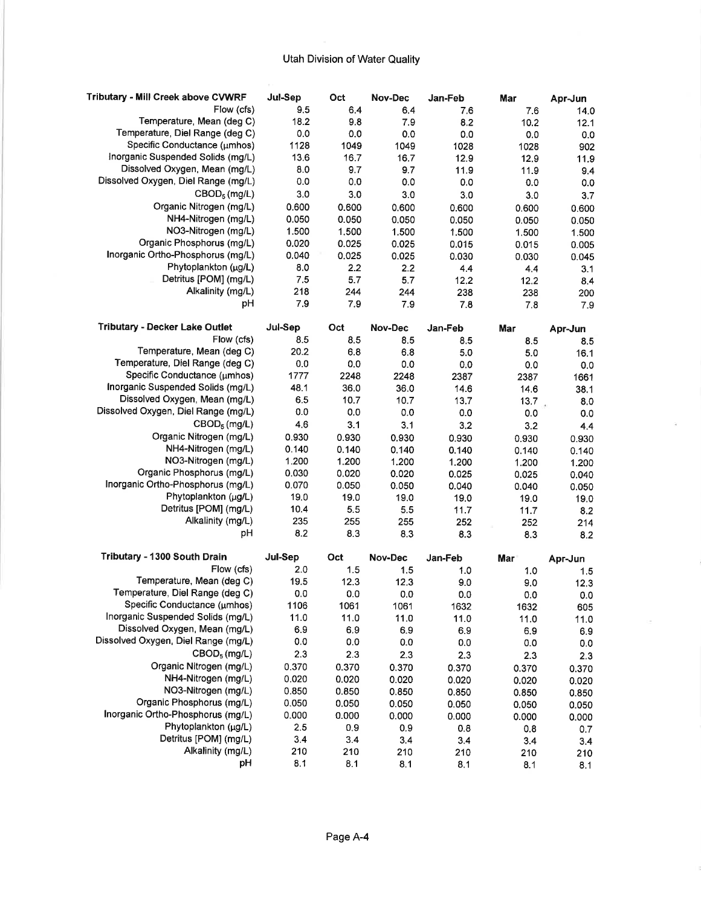Utah Division of Water Quality

| Tributary - Mill Creek above CVWRF | Jul-Sep | Oct | Nov-Dec | Jan-Feb | Mar | Apr-Jun |
|---|---|---|---|---|---|---|
| Flow (cfs) | 9.5 | 6.4 | 6.4 | 7.6 | 7.6 | 14.0 |
| Temperature, Mean (deg C) | 18.2 | 9.8 | 7.9 | 8.2 | 10.2 | 12.1 |
| Temperature, Diel Range (deg C) | 0.0 | 0.0 | 0.0 | 0.0 | 0.0 | 0.0 |
| Specific Conductance (μmhos) | 1128 | 1049 | 1049 | 1028 | 1028 | 902 |
| Inorganic Suspended Solids (mg/L) | 13.6 | 16.7 | 16.7 | 12.9 | 12.9 | 11.9 |
| Dissolved Oxygen, Mean (mg/L) | 8.0 | 9.7 | 9.7 | 11.9 | 11.9 | 9.4 |
| Dissolved Oxygen, Diel Range (mg/L) | 0.0 | 0.0 | 0.0 | 0.0 | 0.0 | 0.0 |
| $CBOD_5$ (mg/L) | 3.0 | 3.0 | 3.0 | 3.0 | 3.0 | 3.7 |
| Organic Nitrogen (mg/L) | 0.600 | 0.600 | 0.600 | 0.600 | 0.600 | 0.600 |
| NH4-Nitrogen (mg/L) | 0.050 | 0.050 | 0.050 | 0.050 | 0.050 | 0.050 |
| NO3-Nitrogen (mg/L) | 1.500 | 1.500 | 1.500 | 1.500 | 1.500 | 1.500 |
| Organic Phosphorus (mg/L) | 0.020 | 0.025 | 0.025 | 0.015 | 0.015 | 0.005 |
| Inorganic Ortho-Phosphorus (mg/L) | 0.040 | 0.025 | 0.025 | 0.030 | 0.030 | 0.045 |
| Phytoplankton (μg/L) | 8.0 | 2.2 | 2.2 | 4.4 | 4.4 | 3.1 |
| Detritus [POM] (mg/L) | 7.5 | 5.7 | 5.7 | 12.2 | 12.2 | 8.4 |
| Alkalinity (mg/L) | 218 | 244 | 244 | 238 | 238 | 200 |
| pH | 7.9 | 7.9 | 7.9 | 7.8 | 7.8 | 7.9 |

| Tributary - Decker Lake Outlet | Jul-Sep | Oct | Nov-Dec | Jan-Feb | Mar | Apr-Jun |
|---|---|---|---|---|---|---|
| Flow (cfs) | 8.5 | 8.5 | 8.5 | 8.5 | 8.5 | 8.5 |
| Temperature, Mean (deg C) | 20.2 | 6.8 | 6.8 | 5.0 | 5.0 | 16.1 |
| Temperature, Diel Range (deg C) | 0.0 | 0.0 | 0.0 | 0.0 | 0.0 | 0.0 |
| Specific Conductance (μmhos) | 1777 | 2248 | 2248 | 2387 | 2387 | 1661 |
| Inorganic Suspended Solids (mg/L) | 48.1 | 36.0 | 36.0 | 14.6 | 14.6 | 38.1 |
| Dissolved Oxygen, Mean (mg/L) | 6.5 | 10.7 | 10.7 | 13.7 | 13.7 | 8.0 |
| Dissolved Oxygen, Diel Range (mg/L) | 0.0 | 0.0 | 0.0 | 0.0 | 0.0 | 0.0 |
| $CBOD_5$ (mg/L) | 4.6 | 3.1 | 3.1 | 3.2 | 3.2 | 4.4 |
| Organic Nitrogen (mg/L) | 0.930 | 0.930 | 0.930 | 0.930 | 0.930 | 0.930 |
| NH4-Nitrogen (mg/L) | 0.140 | 0.140 | 0.140 | 0.140 | 0.140 | 0.140 |
| NO3-Nitrogen (mg/L) | 1.200 | 1.200 | 1.200 | 1.200 | 1.200 | 1.200 |
| Organic Phosphorus (mg/L) | 0.030 | 0.020 | 0.020 | 0.025 | 0.025 | 0.040 |
| Inorganic Ortho-Phosphorus (mg/L) | 0.070 | 0.050 | 0.050 | 0.040 | 0.040 | 0.050 |
| Phytoplankton (μg/L) | 19.0 | 19.0 | 19.0 | 19.0 | 19.0 | 19.0 |
| Detritus [POM] (mg/L) | 10.4 | 5.5 | 5.5 | 11.7 | 11.7 | 8.2 |
| Alkalinity (mg/L) | 235 | 255 | 255 | 252 | 252 | 214 |
| pH | 8.2 | 8.3 | 8.3 | 8.3 | 8.3 | 8.2 |

| Tributary - 1300 South Drain | Jul-Sep | Oct | Nov-Dec | Jan-Feb | Mar | Apr-Jun |
|---|---|---|---|---|---|---|
| Flow (cfs) | 2.0 | 1.5 | 1.5 | 1.0 | 1.0 | 1.5 |
| Temperature, Mean (deg C) | 19.5 | 12.3 | 12.3 | 9.0 | 9.0 | 12.3 |
| Temperature, Diel Range (deg C) | 0.0 | 0.0 | 0.0 | 0.0 | 0.0 | 0.0 |
| Specific Conductance (μmhos) | 1106 | 1061 | 1061 | 1632 | 1632 | 605 |
| Inorganic Suspended Solids (mg/L) | 11.0 | 11.0 | 11.0 | 11.0 | 11.0 | 11.0 |
| Dissolved Oxygen, Mean (mg/L) | 6.9 | 6.9 | 6.9 | 6.9 | 6.9 | 6.9 |
| Dissolved Oxygen, Diel Range (mg/L) | 0.0 | 0.0 | 0.0 | 0.0 | 0.0 | 0.0 |
| $CBOD_5$ (mg/L) | 2.3 | 2.3 | 2.3 | 2.3 | 2.3 | 2.3 |
| Organic Nitrogen (mg/L) | 0.370 | 0.370 | 0.370 | 0.370 | 0.370 | 0.370 |
| NH4-Nitrogen (mg/L) | 0.020 | 0.020 | 0.020 | 0.020 | 0.020 | 0.020 |
| NO3-Nitrogen (mg/L) | 0.850 | 0.850 | 0.850 | 0.850 | 0.850 | 0.850 |
| Organic Phosphorus (mg/L) | 0.050 | 0.050 | 0.050 | 0.050 | 0.050 | 0.050 |
| Inorganic Ortho-Phosphorus (mg/L) | 0.000 | 0.000 | 0.000 | 0.000 | 0.000 | 0.000 |
| Phytoplankton (μg/L) | 2.5 | 0.9 | 0.9 | 0.8 | 0.8 | 0.7 |
| Detritus [POM] (mg/L) | 3.4 | 3.4 | 3.4 | 3.4 | 3.4 | 3.4 |
| Alkalinity (mg/L) | 210 | 210 | 210 | 210 | 210 | 210 |
| pH | 8.1 | 8.1 | 8.1 | 8.1 | 8.1 | 8.1 |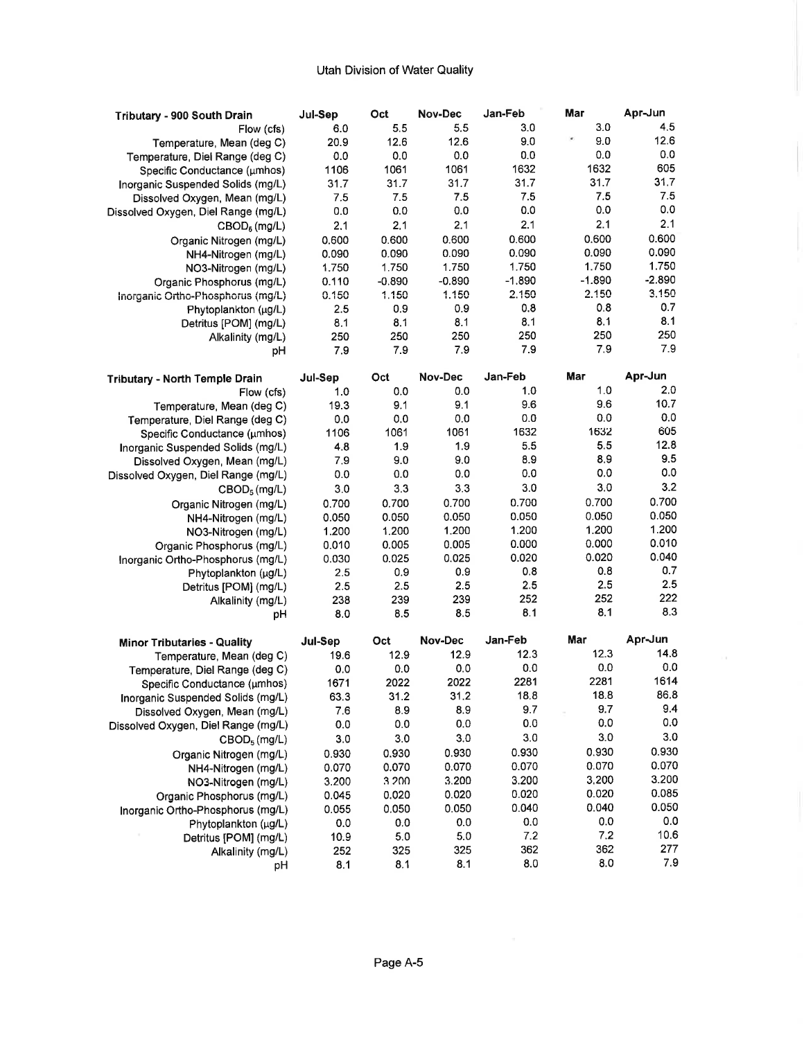| Tributary - 900 South Drain | Jul-Sep | Oct | Nov-Dec | Jan-Feb | Mar | Apr-Jun |
|---|---|---|---|---|---|---|
| Flow (cfs) | 6.0 | 5.5 | 5.5 | 3.0 | 3.0 | 4.5 |
| Temperature, Mean (deg C) | 20.9 | 12.6 | 12.6 | 9.0 | 9.0 | 12.6 |
| Temperature, Diel Range (deg C) | 0.0 | 0.0 | 0.0 | 0.0 | 0.0 | 0.0 |
| Specific Conductance (µmhos) | 1106 | 1061 | 1061 | 1632 | 1632 | 605 |
| Inorganic Suspended Solids (mg/L) | 31.7 | 31.7 | 31.7 | 31.7 | 31.7 | 31.7 |
| Dissolved Oxygen, Mean (mg/L) | 7.5 | 7.5 | 7.5 | 7.5 | 7.5 | 7.5 |
| Dissolved Oxygen, Diel Range (mg/L) | 0.0 | 0.0 | 0.0 | 0.0 | 0.0 | 0.0 |
| $CBOD_5$ (mg/L) | 2.1 | 2.1 | 2.1 | 2.1 | 2.1 | 2.1 |
| Organic Nitrogen (mg/L) | 0.600 | 0.600 | 0.600 | 0.600 | 0.600 | 0.600 |
| NH4-Nitrogen (mg/L) | 0.090 | 0.090 | 0.090 | 0.090 | 0.090 | 0.090 |
| NO3-Nitrogen (mg/L) | 1.750 | 1.750 | 1.750 | 1.750 | 1.750 | 1.750 |
| Organic Phosphorus (mg/L) | 0.110 | -0.890 | -0.890 | -1.890 | -1.890 | -2.890 |
| Inorganic Ortho-Phosphorus (mg/L) | 0.150 | 1.150 | 1.150 | 2.150 | 2.150 | 3.150 |
| Phytoplankton (µg/L) | 2.5 | 0.9 | 0.9 | 0.8 | 0.8 | 0.7 |
| Detritus [POM] (mg/L) | 8.1 | 8.1 | 8.1 | 8.1 | 8.1 | 8.1 |
| Alkalinity (mg/L) | 250 | 250 | 250 | 250 | 250 | 250 |
| pH | 7.9 | 7.9 | 7.9 | 7.9 | 7.9 | 7.9 |

| Tributary - North Temple Drain | Jul-Sep | Oct | Nov-Dec | Jan-Feb | Mar | Apr-Jun |
|---|---|---|---|---|---|---|
| Flow (cfs) | 1.0 | 0.0 | 0.0 | 1.0 | 1.0 | 2.0 |
| Temperature, Mean (deg C) | 19.3 | 9.1 | 9.1 | 9.6 | 9.6 | 10.7 |
| Temperature, Diel Range (deg C) | 0.0 | 0.0 | 0.0 | 0.0 | 0.0 | 0.0 |
| Specific Conductance (µmhos) | 1106 | 1061 | 1061 | 1632 | 1632 | 605 |
| Inorganic Suspended Solids (mg/L) | 4.8 | 1.9 | 1.9 | 5.5 | 5.5 | 12.8 |
| Dissolved Oxygen, Mean (mg/L) | 7.9 | 9.0 | 9.0 | 8.9 | 8.9 | 9.5 |
| Dissolved Oxygen, Diel Range (mg/L) | 0.0 | 0.0 | 0.0 | 0.0 | 0.0 | 0.0 |
| $CBOD_5$ (mg/L) | 3.0 | 3.3 | 3.3 | 3.0 | 3.0 | 3.2 |
| Organic Nitrogen (mg/L) | 0.700 | 0.700 | 0.700 | 0.700 | 0.700 | 0.700 |
| NH4-Nitrogen (mg/L) | 0.050 | 0.050 | 0.050 | 0.050 | 0.050 | 0.050 |
| NO3-Nitrogen (mg/L) | 1.200 | 1.200 | 1.200 | 1.200 | 1.200 | 1.200 |
| Organic Phosphorus (mg/L) | 0.010 | 0.005 | 0.005 | 0.000 | 0.000 | 0.010 |
| Inorganic Ortho-Phosphorus (mg/L) | 0.030 | 0.025 | 0.025 | 0.020 | 0.020 | 0.040 |
| Phytoplankton (µg/L) | 2.5 | 0.9 | 0.9 | 0.8 | 0.8 | 0.7 |
| Detritus [POM] (mg/L) | 2.5 | 2.5 | 2.5 | 2.5 | 2.5 | 2.5 |
| Alkalinity (mg/L) | 238 | 239 | 239 | 252 | 252 | 222 |
| pH | 8.0 | 8.5 | 8.5 | 8.1 | 8.1 | 8.3 |

| Minor Tributaries - Quality | Jul-Sep | Oct | Nov-Dec | Jan-Feb | Mar | Apr-Jun |
|---|---|---|---|---|---|---|
| Temperature, Mean (deg C) | 19.6 | 12.9 | 12.9 | 12.3 | 12.3 | 14.8 |
| Temperature, Diel Range (deg C) | 0.0 | 0.0 | 0.0 | 0.0 | 0.0 | 0.0 |
| Specific Conductance (µmhos) | 1671 | 2022 | 2022 | 2281 | 2281 | 1614 |
| Inorganic Suspended Solids (mg/L) | 63.3 | 31.2 | 31.2 | 18.8 | 18.8 | 86.8 |
| Dissolved Oxygen, Mean (mg/L) | 7.6 | 8.9 | 8.9 | 9.7 | 9.7 | 9.4 |
| Dissolved Oxygen, Diel Range (mg/L) | 0.0 | 0.0 | 0.0 | 0.0 | 0.0 | 0.0 |
| $CBOD_5$ (mg/L) | 3.0 | 3.0 | 3.0 | 3.0 | 3.0 | 3.0 |
| Organic Nitrogen (mg/L) | 0.930 | 0.930 | 0.930 | 0.930 | 0.930 | 0.930 |
| NH4-Nitrogen (mg/L) | 0.070 | 0.070 | 0.070 | 0.070 | 0.070 | 0.070 |
| NO3-Nitrogen (mg/L) | 3.200 | 3.200 | 3.200 | 3.200 | 3.200 | 3.200 |
| Organic Phosphorus (mg/L) | 0.045 | 0.020 | 0.020 | 0.020 | 0.020 | 0.085 |
| Inorganic Ortho-Phosphorus (mg/L) | 0.055 | 0.050 | 0.050 | 0.040 | 0.040 | 0.050 |
| Phytoplankton (µg/L) | 0.0 | 0.0 | 0.0 | 0.0 | 0.0 | 0.0 |
| Detritus [POM] (mg/L) | 10.9 | 5.0 | 5.0 | 7.2 | 7.2 | 10.6 |
| Alkalinity (mg/L) | 252 | 325 | 325 | 362 | 362 | 277 |
| pH | 8.1 | 8.1 | 8.1 | 8.0 | 8.0 | 7.9 |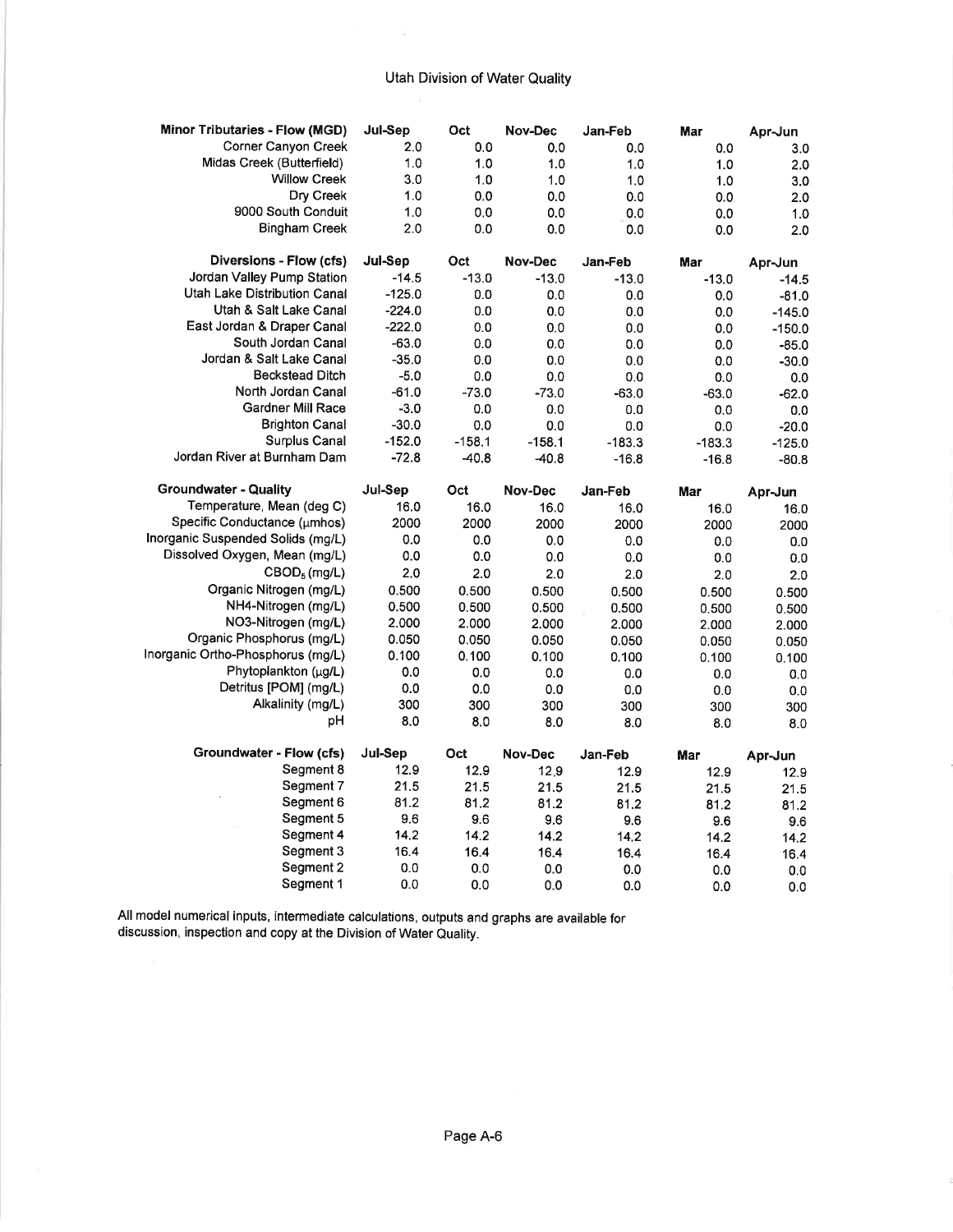Utah Division of Water Quality

| Minor Tributaries - Flow (MGD) | Jul-Sep | Oct | Nov-Dec | Jan-Feb | Mar | Apr-Jun |
|---|---|---|---|---|---|---|
| Corner Canyon Creek | 2.0 | 0.0 | 0.0 | 0.0 | 0.0 | 3.0 |
| Midas Creek (Butterfield) | 1.0 | 1.0 | 1.0 | 1.0 | 1.0 | 2.0 |
| Willow Creek | 3.0 | 1.0 | 1.0 | 1.0 | 1.0 | 3.0 |
| Dry Creek | 1.0 | 0.0 | 0.0 | 0.0 | 0.0 | 2.0 |
| 9000 South Conduit | 1.0 | 0.0 | 0.0 | 0.0 | 0.0 | 1.0 |
| Bingham Creek | 2.0 | 0.0 | 0.0 | 0.0 | 0.0 | 2.0 |

| Diversions - Flow (cfs) | Jul-Sep | Oct | Nov-Dec | Jan-Feb | Mar | Apr-Jun |
|---|---|---|---|---|---|---|
| Jordan Valley Pump Station | -14.5 | -13.0 | -13.0 | -13.0 | -13.0 | -14.5 |
| Utah Lake Distribution Canal | -125.0 | 0.0 | 0.0 | 0.0 | 0.0 | -81.0 |
| Utah & Salt Lake Canal | -224.0 | 0.0 | 0.0 | 0.0 | 0.0 | -145.0 |
| East Jordan & Draper Canal | -222.0 | 0.0 | 0.0 | 0.0 | 0.0 | -150.0 |
| South Jordan Canal | -63.0 | 0.0 | 0.0 | 0.0 | 0.0 | -85.0 |
| Jordan & Salt Lake Canal | -35.0 | 0.0 | 0.0 | 0.0 | 0.0 | -30.0 |
| Beckstead Ditch | -5.0 | 0.0 | 0.0 | 0.0 | 0.0 | 0.0 |
| North Jordan Canal | -61.0 | -73.0 | -73.0 | -63.0 | -63.0 | -62.0 |
| Gardner Mill Race | -3.0 | 0.0 | 0.0 | 0.0 | 0.0 | 0.0 |
| Brighton Canal | -30.0 | 0.0 | 0.0 | 0.0 | 0.0 | -20.0 |
| Surplus Canal | -152.0 | -158.1 | -158.1 | -183.3 | -183.3 | -125.0 |
| Jordan River at Burnham Dam | -72.8 | -40.8 | -40.8 | -16.8 | -16.8 | -80.8 |

| Groundwater - Quality | Jul-Sep | Oct | Nov-Dec | Jan-Feb | Mar | Apr-Jun |
|---|---|---|---|---|---|---|
| Temperature, Mean (deg C) | 16.0 | 16.0 | 16.0 | 16.0 | 16.0 | 16.0 |
| Specific Conductance (µmhos) | 2000 | 2000 | 2000 | 2000 | 2000 | 2000 |
| Inorganic Suspended Solids (mg/L) | 0.0 | 0.0 | 0.0 | 0.0 | 0.0 | 0.0 |
| Dissolved Oxygen, Mean (mg/L) | 0.0 | 0.0 | 0.0 | 0.0 | 0.0 | 0.0 |
| $CBOD_5$ (mg/L) | 2.0 | 2.0 | 2.0 | 2.0 | 2.0 | 2.0 |
| Organic Nitrogen (mg/L) | 0.500 | 0.500 | 0.500 | 0.500 | 0.500 | 0.500 |
| NH4-Nitrogen (mg/L) | 0.500 | 0.500 | 0.500 | 0.500 | 0.500 | 0.500 |
| NO3-Nitrogen (mg/L) | 2.000 | 2.000 | 2.000 | 2.000 | 2.000 | 2.000 |
| Organic Phosphorus (mg/L) | 0.050 | 0.050 | 0.050 | 0.050 | 0.050 | 0.050 |
| Inorganic Ortho-Phosphorus (mg/L) | 0.100 | 0.100 | 0.100 | 0.100 | 0.100 | 0.100 |
| Phytoplankton (µg/L) | 0.0 | 0.0 | 0.0 | 0.0 | 0.0 | 0.0 |
| Detritus [POM] (mg/L) | 0.0 | 0.0 | 0.0 | 0.0 | 0.0 | 0.0 |
| Alkalinity (mg/L) | 300 | 300 | 300 | 300 | 300 | 300 |
| pH | 8.0 | 8.0 | 8.0 | 8.0 | 8.0 | 8.0 |

| Groundwater - Flow (cfs) | Jul-Sep | Oct | Nov-Dec | Jan-Feb | Mar | Apr-Jun |
|---|---|---|---|---|---|---|
| Segment 8 | 12.9 | 12.9 | 12.9 | 12.9 | 12.9 | 12.9 |
| Segment 7 | 21.5 | 21.5 | 21.5 | 21.5 | 21.5 | 21.5 |
| Segment 6 | 81.2 | 81.2 | 81.2 | 81.2 | 81.2 | 81.2 |
| Segment 5 | 9.6 | 9.6 | 9.6 | 9.6 | 9.6 | 9.6 |
| Segment 4 | 14.2 | 14.2 | 14.2 | 14.2 | 14.2 | 14.2 |
| Segment 3 | 16.4 | 16.4 | 16.4 | 16.4 | 16.4 | 16.4 |
| Segment 2 | 0.0 | 0.0 | 0.0 | 0.0 | 0.0 | 0.0 |
| Segment 1 | 0.0 | 0.0 | 0.0 | 0.0 | 0.0 | 0.0 |

All model numerical inputs, intermediate calculations, outputs and graphs are available for discussion, inspection and copy at the Division of Water Quality.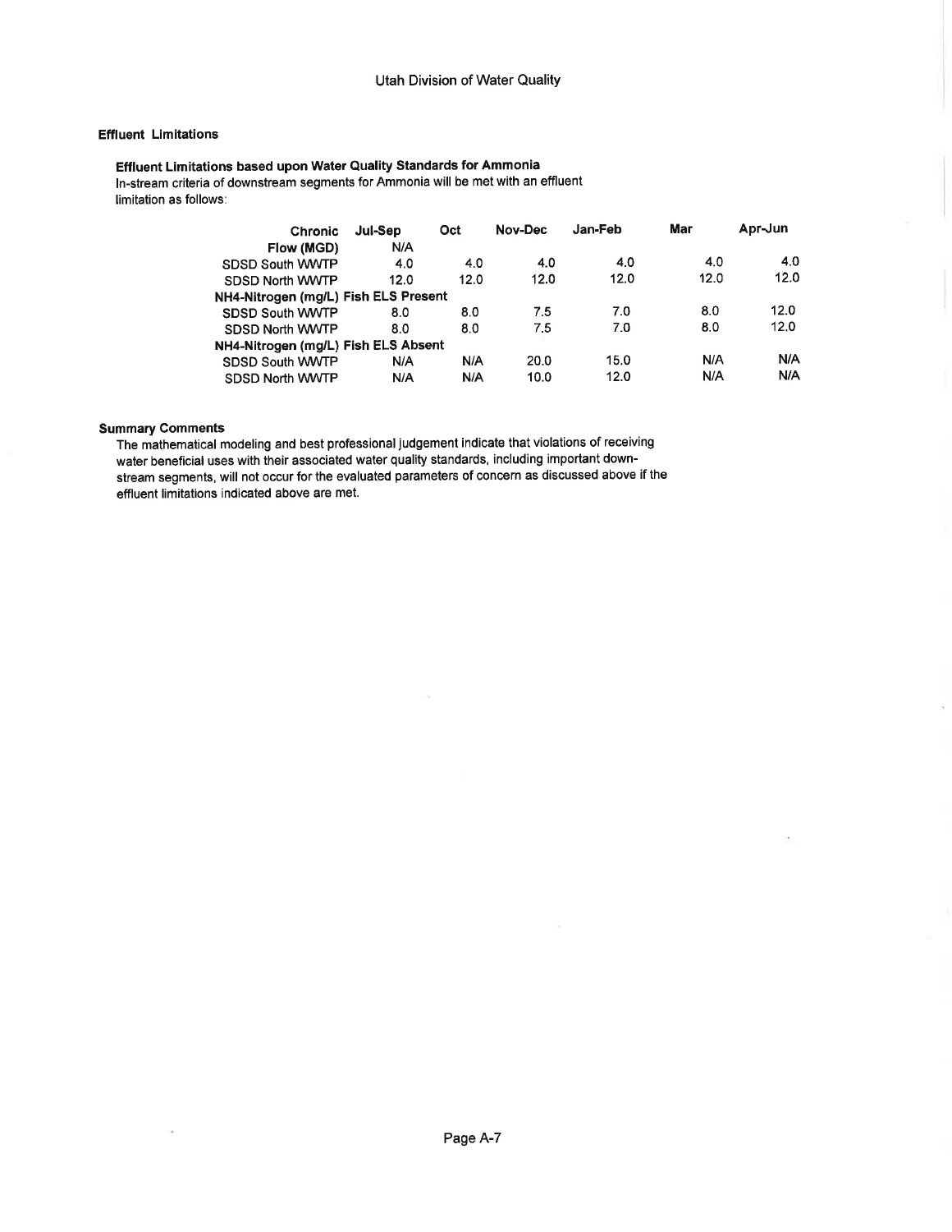### Effluent Limitations

#### Effluent Limitations based upon Water Quality Standards for Ammonia

In-stream criteria of downstream segments for Ammonia will be met with an effluent limitation as follows:

| Chronic | Jul-Sep | Oct | Nov-Dec | Jan-Feb | Mar | Apr-Jun |
|---|---|---|---|---|---|---|
| **Flow (MGD)** | N/A | | | | | |
| SDSD South WWTP | 4.0 | 4.0 | 4.0 | 4.0 | 4.0 | 4.0 |
| SDSD North WWTP | 12.0 | 12.0 | 12.0 | 12.0 | 12.0 | 12.0 |
| **NH4-Nitrogen (mg/L) Fish ELS Present** | | | | | | |
| SDSD South WWTP | 8.0 | 8.0 | 7.5 | 7.0 | 8.0 | 12.0 |
| SDSD North WWTP | 8.0 | 8.0 | 7.5 | 7.0 | 8.0 | 12.0 |
| **NH4-Nitrogen (mg/L) Fish ELS Absent** | | | | | | |
| SDSD South WWTP | N/A | N/A | 20.0 | 15.0 | N/A | N/A |
| SDSD North WWTP | N/A | N/A | 10.0 | 12.0 | N/A | N/A |

### Summary Comments

The mathematical modeling and best professional judgement indicate that violations of receiving water beneficial uses with their associated water quality standards, including important down-stream segments, will not occur for the evaluated parameters of concern as discussed above if the effluent limitations indicated above are met.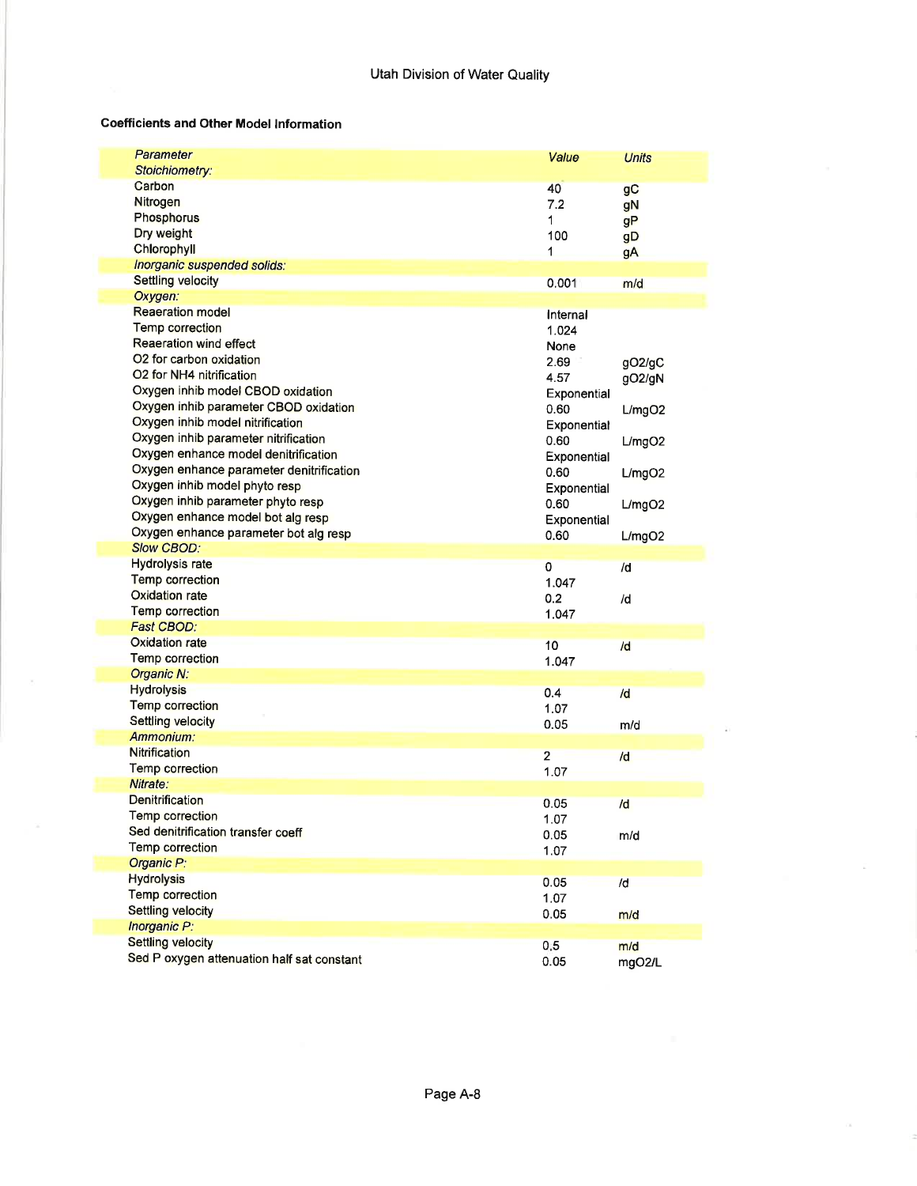Utah Division of Water Quality

**Coefficients and Other Model Information**

| *Parameter* | *Value* | *Units* |
|---|---|---|
| *Stoichiometry:* | | |
| Carbon | 40 | gC |
| Nitrogen | 7.2 | gN |
| Phosphorus | 1 | gP |
| Dry weight | 100 | gD |
| Chlorophyll | 1 | gA |
| *Inorganic suspended solids:* | | |
| Settling velocity | 0.001 | m/d |
| *Oxygen:* | | |
| Reaeration model | Internal | |
| Temp correction | 1.024 | |
| Reaeration wind effect | None | |
| O2 for carbon oxidation | 2.69 | gO2/gC |
| O2 for NH4 nitrification | 4.57 | gO2/gN |
| Oxygen inhib model CBOD oxidation | Exponential | |
| Oxygen inhib parameter CBOD oxidation | 0.60 | L/mgO2 |
| Oxygen inhib model nitrification | Exponential | |
| Oxygen inhib parameter nitrification | 0.60 | L/mgO2 |
| Oxygen enhance model denitrification | Exponential | |
| Oxygen enhance parameter denitrification | 0.60 | L/mgO2 |
| Oxygen inhib model phyto resp | Exponential | |
| Oxygen inhib parameter phyto resp | 0.60 | L/mgO2 |
| Oxygen enhance model bot alg resp | Exponential | |
| Oxygen enhance parameter bot alg resp | 0.60 | L/mgO2 |
| *Slow CBOD:* | | |
| Hydrolysis rate | 0 | /d |
| Temp correction | 1.047 | |
| Oxidation rate | 0.2 | /d |
| Temp correction | 1.047 | |
| *Fast CBOD:* | | |
| Oxidation rate | 10 | /d |
| Temp correction | 1.047 | |
| *Organic N:* | | |
| Hydrolysis | 0.4 | /d |
| Temp correction | 1.07 | |
| Settling velocity | 0.05 | m/d |
| *Ammonium:* | | |
| Nitrification | 2 | /d |
| Temp correction | 1.07 | |
| *Nitrate:* | | |
| Denitrification | 0.05 | /d |
| Temp correction | 1.07 | |
| Sed denitrification transfer coeff | 0.05 | m/d |
| Temp correction | 1.07 | |
| *Organic P:* | | |
| Hydrolysis | 0.05 | /d |
| Temp correction | 1.07 | |
| Settling velocity | 0.05 | m/d |
| *Inorganic P:* | | |
| Settling velocity | 0.5 | m/d |
| Sed P oxygen attenuation half sat constant | 0.05 | mgO2/L |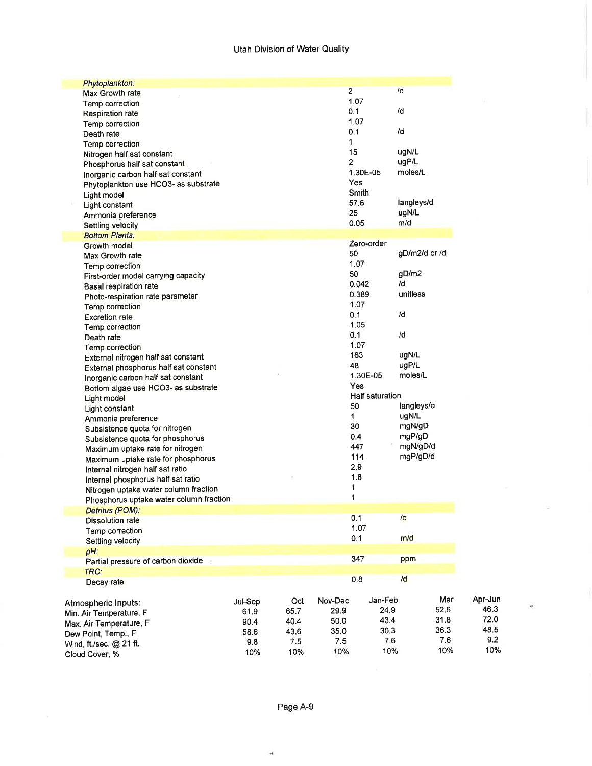| | | |
|---|---|---|
| *Phytoplankton:* | | |
| Max Growth rate | 2 | /d |
| Temp correction | 1.07 | |
| Respiration rate | 0.1 | /d |
| Temp correction | 1.07 | |
| Death rate | 0.1 | /d |
| Temp correction | 1 | |
| Nitrogen half sat constant | 15 | ugN/L |
| Phosphorus half sat constant | 2 | ugP/L |
| Inorganic carbon half sat constant | 1.30E-05 | moles/L |
| Phytoplankton use HCO3- as substrate | Yes | |
| Light model | Smith | |
| Light constant | 57.6 | langleys/d |
| Ammonia preference | 25 | ugN/L |
| Settling velocity | 0.05 | m/d |
| *Bottom Plants:* | | |
| Growth model | Zero-order | |
| Max Growth rate | 50 | gD/m2/d or /d |
| Temp correction | 1.07 | |
| First-order model carrying capacity | 50 | gD/m2 |
| Basal respiration rate | 0.042 | /d |
| Photo-respiration rate parameter | 0.389 | unitless |
| Temp correction | 1.07 | |
| Excretion rate | 0.1 | /d |
| Temp correction | 1.05 | |
| Death rate | 0.1 | /d |
| Temp correction | 1.07 | |
| External nitrogen half sat constant | 163 | ugN/L |
| External phosphorus half sat constant | 48 | ugP/L |
| Inorganic carbon half sat constant | 1.30E-05 | moles/L |
| Bottom algae use HCO3- as substrate | Yes | |
| Light model | Half saturation | |
| Light constant | 50 | langleys/d |
| Ammonia preference | 1 | ugN/L |
| Subsistence quota for nitrogen | 30 | mgN/gD |
| Subsistence quota for phosphorus | 0.4 | mgP/gD |
| Maximum uptake rate for nitrogen | 447 | mgN/gD/d |
| Maximum uptake rate for phosphorus | 114 | mgP/gD/d |
| Internal nitrogen half sat ratio | 2.9 | |
| Internal phosphorus half sat ratio | 1.8 | |
| Nitrogen uptake water column fraction | 1 | |
| Phosphorus uptake water column fraction | 1 | |
| *Detritus (POM):* | | |
| Dissolution rate | 0.1 | /d |
| Temp correction | 1.07 | |
| Settling velocity | 0.1 | m/d |
| *pH:* | | |
| Partial pressure of carbon dioxide | 347 | ppm |
| *TRC:* | | |
| Decay rate | 0.8 | /d |

| Atmospheric Inputs: | Jul-Sep | Oct | Nov-Dec | Jan-Feb | Mar | Apr-Jun |
|---|---|---|---|---|---|---|
| Min. Air Temperature, F | 61.9 | 65.7 | 29.9 | 24.9 | 52.6 | 46.3 |
| Max. Air Temperature, F | 90.4 | 40.4 | 50.0 | 43.4 | 31.8 | 72.0 |
| Dew Point, Temp., F | 58.6 | 43.6 | 35.0 | 30.3 | 36.3 | 48.5 |
| Wind, ft./sec. @ 21 ft. | 9.8 | 7.5 | 7.5 | 7.6 | 7.6 | 9.2 |
| Cloud Cover, % | 10% | 10% | 10% | 10% | 10% | 10% |